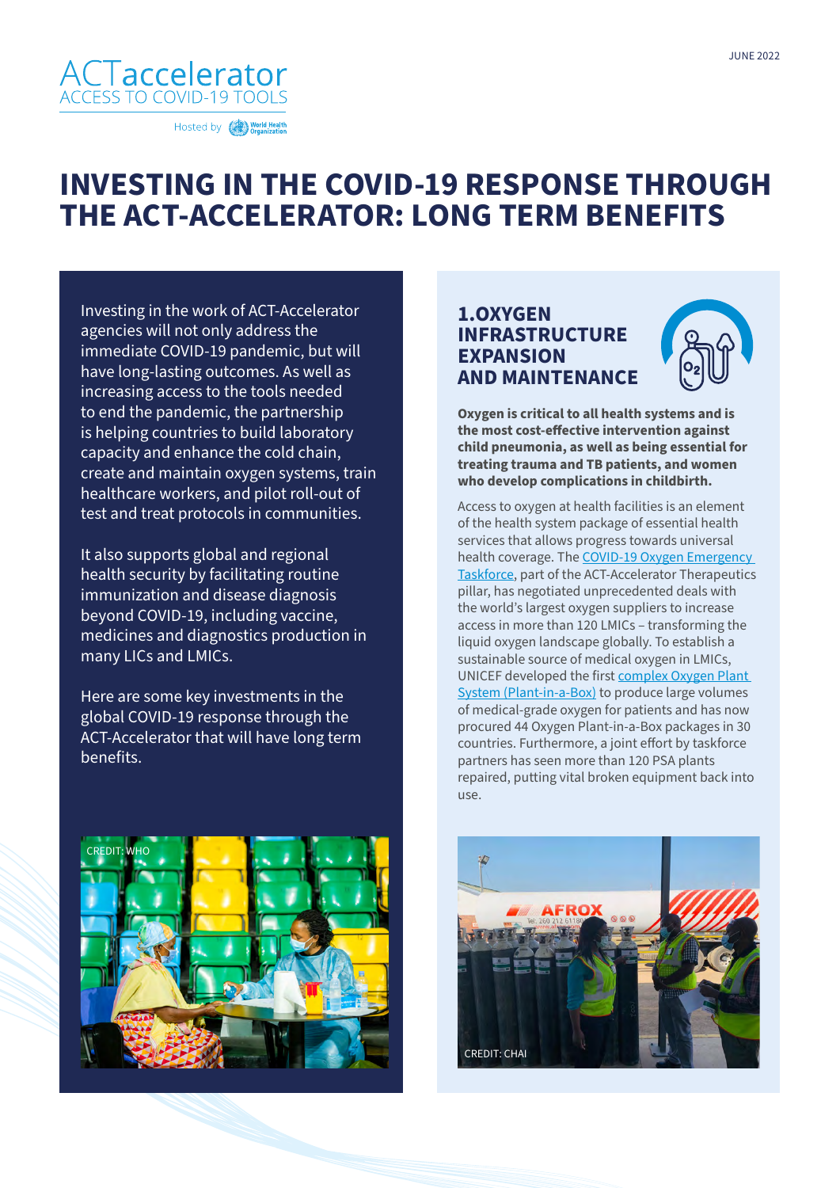JUNE 2022

ACTaccelerator
ACCESS TO COVID-19 TOOLS

Hosted by World Health Organization

# INVESTING IN THE COVID-19 RESPONSE THROUGH THE ACT-ACCELERATOR: LONG TERM BENEFITS

Investing in the work of ACT-Accelerator agencies will not only address the immediate COVID-19 pandemic, but will have long-lasting outcomes. As well as increasing access to the tools needed to end the pandemic, the partnership is helping countries to build laboratory capacity and enhance the cold chain, create and maintain oxygen systems, train healthcare workers, and pilot roll-out of test and treat protocols in communities.

It also supports global and regional health security by facilitating routine immunization and disease diagnosis beyond COVID-19, including vaccine, medicines and diagnostics production in many LICs and LMICs.

Here are some key investments in the global COVID-19 response through the ACT-Accelerator that will have long term benefits.

CREDIT: WHO

## 1.OXYGEN INFRASTRUCTURE EXPANSION AND MAINTENANCE

**Oxygen is critical to all health systems and is the most cost-effective intervention against child pneumonia, as well as being essential for treating trauma and TB patients, and women who develop complications in childbirth.**

Access to oxygen at health facilities is an element of the health system package of essential health services that allows progress towards universal health coverage. The [COVID-19 Oxygen Emergency Taskforce], part of the ACT-Accelerator Therapeutics pillar, has negotiated unprecedented deals with the world's largest oxygen suppliers to increase access in more than 120 LMICs – transforming the liquid oxygen landscape globally. To establish a sustainable source of medical oxygen in LMICs, UNICEF developed the first [complex Oxygen Plant System (Plant-in-a-Box)] to produce large volumes of medical-grade oxygen for patients and has now procured 44 Oxygen Plant-in-a-Box packages in 30 countries. Furthermore, a joint effort by taskforce partners has seen more than 120 PSA plants repaired, putting vital broken equipment back into use.

CREDIT: CHAI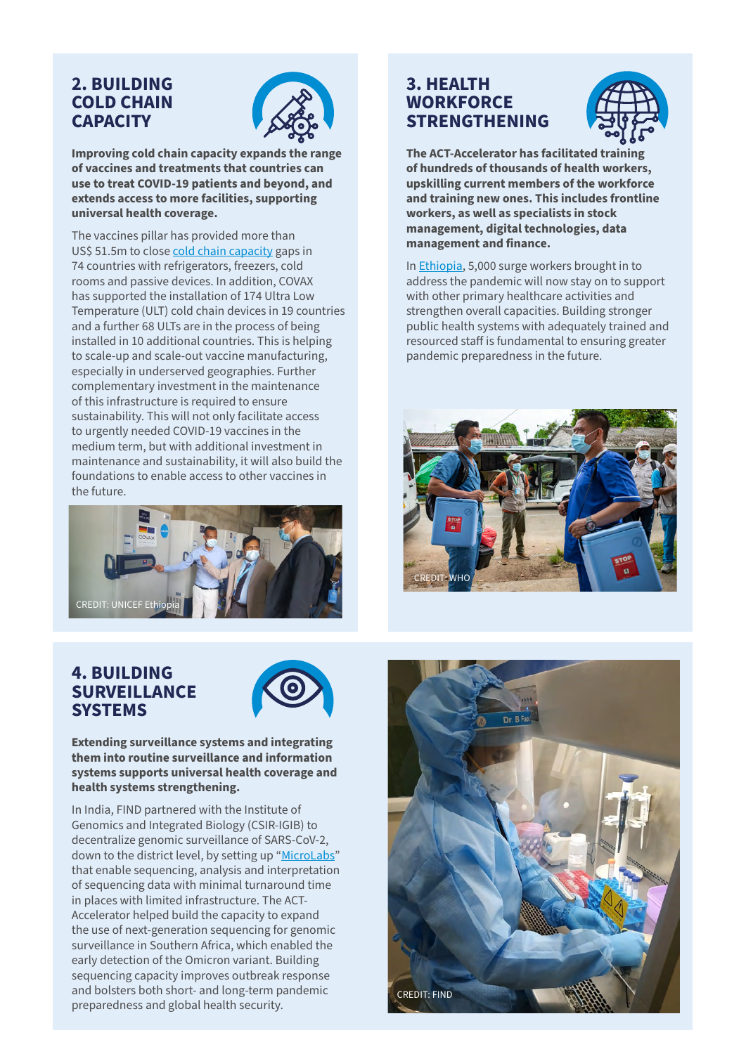## 2. BUILDING COLD CHAIN CAPACITY

**Improving cold chain capacity expands the range of vaccines and treatments that countries can use to treat COVID-19 patients and beyond, and extends access to more facilities, supporting universal health coverage.**

The vaccines pillar has provided more than US$ 51.5m to close cold chain capacity gaps in 74 countries with refrigerators, freezers, cold rooms and passive devices. In addition, COVAX has supported the installation of 174 Ultra Low Temperature (ULT) cold chain devices in 19 countries and a further 68 ULTs are in the process of being installed in 10 additional countries. This is helping to scale-up and scale-out vaccine manufacturing, especially in underserved geographies. Further complementary investment in the maintenance of this infrastructure is required to ensure sustainability. This will not only facilitate access to urgently needed COVID-19 vaccines in the medium term, but with additional investment in maintenance and sustainability, it will also build the foundations to enable access to other vaccines in the future.

CREDIT: UNICEF Ethiopia

## 3. HEALTH WORKFORCE STRENGTHENING

**The ACT-Accelerator has facilitated training of hundreds of thousands of health workers, upskilling current members of the workforce and training new ones. This includes frontline workers, as well as specialists in stock management, digital technologies, data management and finance.**

In Ethiopia, 5,000 surge workers brought in to address the pandemic will now stay on to support with other primary healthcare activities and strengthen overall capacities. Building stronger public health systems with adequately trained and resourced staff is fundamental to ensuring greater pandemic preparedness in the future.

CREDIT: WHO

## 4. BUILDING SURVEILLANCE SYSTEMS

**Extending surveillance systems and integrating them into routine surveillance and information systems supports universal health coverage and health systems strengthening.**

In India, FIND partnered with the Institute of Genomics and Integrated Biology (CSIR-IGIB) to decentralize genomic surveillance of SARS-CoV-2, down to the district level, by setting up "MicroLabs" that enable sequencing, analysis and interpretation of sequencing data with minimal turnaround time in places with limited infrastructure. The ACT-Accelerator helped build the capacity to expand the use of next-generation sequencing for genomic surveillance in Southern Africa, which enabled the early detection of the Omicron variant. Building sequencing capacity improves outbreak response and bolsters both short- and long-term pandemic preparedness and global health security.

CREDIT: FIND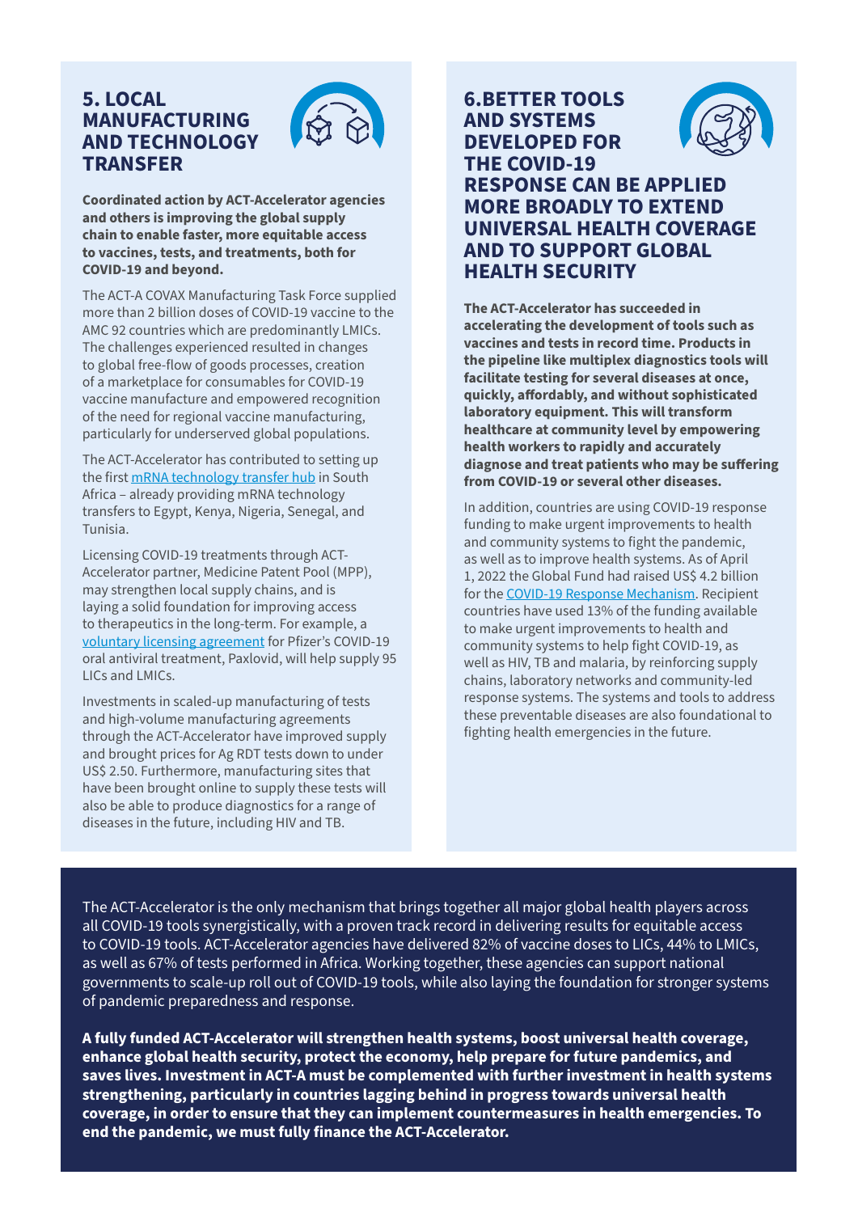## 5. LOCAL MANUFACTURING AND TECHNOLOGY TRANSFER

**Coordinated action by ACT-Accelerator agencies and others is improving the global supply chain to enable faster, more equitable access to vaccines, tests, and treatments, both for COVID-19 and beyond.**

The ACT-A COVAX Manufacturing Task Force supplied more than 2 billion doses of COVID-19 vaccine to the AMC 92 countries which are predominantly LMICs. The challenges experienced resulted in changes to global free-flow of goods processes, creation of a marketplace for consumables for COVID-19 vaccine manufacture and empowered recognition of the need for regional vaccine manufacturing, particularly for underserved global populations.

The ACT-Accelerator has contributed to setting up the first mRNA technology transfer hub in South Africa – already providing mRNA technology transfers to Egypt, Kenya, Nigeria, Senegal, and Tunisia.

Licensing COVID-19 treatments through ACT-Accelerator partner, Medicine Patent Pool (MPP), may strengthen local supply chains, and is laying a solid foundation for improving access to therapeutics in the long-term. For example, a voluntary licensing agreement for Pfizer's COVID-19 oral antiviral treatment, Paxlovid, will help supply 95 LICs and LMICs.

Investments in scaled-up manufacturing of tests and high-volume manufacturing agreements through the ACT-Accelerator have improved supply and brought prices for Ag RDT tests down to under US$ 2.50. Furthermore, manufacturing sites that have been brought online to supply these tests will also be able to produce diagnostics for a range of diseases in the future, including HIV and TB.

## 6. BETTER TOOLS AND SYSTEMS DEVELOPED FOR THE COVID-19 RESPONSE CAN BE APPLIED MORE BROADLY TO EXTEND UNIVERSAL HEALTH COVERAGE AND TO SUPPORT GLOBAL HEALTH SECURITY

**The ACT-Accelerator has succeeded in accelerating the development of tools such as vaccines and tests in record time. Products in the pipeline like multiplex diagnostics tools will facilitate testing for several diseases at once, quickly, affordably, and without sophisticated laboratory equipment. This will transform healthcare at community level by empowering health workers to rapidly and accurately diagnose and treat patients who may be suffering from COVID-19 or several other diseases.**

In addition, countries are using COVID-19 response funding to make urgent improvements to health and community systems to fight the pandemic, as well as to improve health systems. As of April 1, 2022 the Global Fund had raised US$ 4.2 billion for the COVID-19 Response Mechanism. Recipient countries have used 13% of the funding available to make urgent improvements to health and community systems to help fight COVID-19, as well as HIV, TB and malaria, by reinforcing supply chains, laboratory networks and community-led response systems. The systems and tools to address these preventable diseases are also foundational to fighting health emergencies in the future.

The ACT-Accelerator is the only mechanism that brings together all major global health players across all COVID-19 tools synergistically, with a proven track record in delivering results for equitable access to COVID-19 tools. ACT-Accelerator agencies have delivered 82% of vaccine doses to LICs, 44% to LMICs, as well as 67% of tests performed in Africa. Working together, these agencies can support national governments to scale-up roll out of COVID-19 tools, while also laying the foundation for stronger systems of pandemic preparedness and response.

**A fully funded ACT-Accelerator will strengthen health systems, boost universal health coverage, enhance global health security, protect the economy, help prepare for future pandemics, and saves lives. Investment in ACT-A must be complemented with further investment in health systems strengthening, particularly in countries lagging behind in progress towards universal health coverage, in order to ensure that they can implement countermeasures in health emergencies. To end the pandemic, we must fully finance the ACT-Accelerator.**